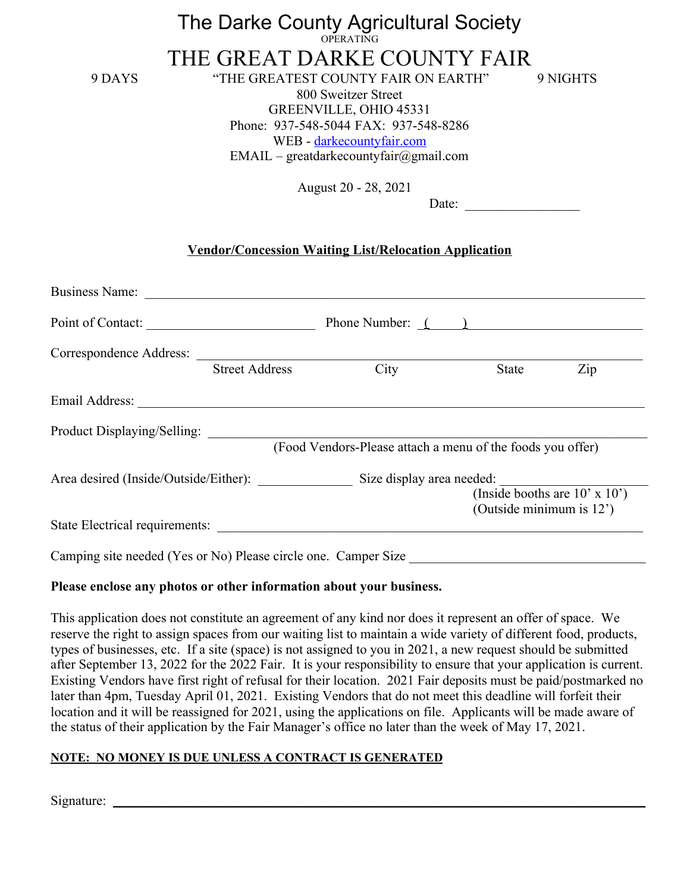# The Darke County Agricultural Society

OPERATING

# THE GREAT DARKE COUNTY FAIR

9 DAYS — "THE GREATEST COUNTY FAIR ON EARTH" — 9 NIGHTS

800 Sweitzer Street
GREENVILLE, OHIO 45331
Phone: 937-548-5044 FAX: 937-548-8286
WEB - darkecountyfair.com
EMAIL – greatdarkecountyfair@gmail.com

August 20 - 28, 2021

Date: _________________

## Vendor/Concession Waiting List/Relocation Application

Business Name: ____________________________________________________________________________

Point of Contact: _________________________ Phone Number: (     ) _________________________

Correspondence Address: ____________________________________________________________________
Street Address          City          State          Zip

Email Address: _____________________________________________________________________________

Product Displaying/Selling: __________________________________________________________________
(Food Vendors-Please attach a menu of the foods you offer)

Area desired (Inside/Outside/Either): ______________ Size display area needed: ____________________
(Inside booths are 10' x 10')
(Outside minimum is 12')

State Electrical requirements: ________________________________________________________________

Camping site needed (Yes or No) Please circle one. Camper Size ______________________________________

**Please enclose any photos or other information about your business.**

This application does not constitute an agreement of any kind nor does it represent an offer of space. We reserve the right to assign spaces from our waiting list to maintain a wide variety of different food, products, types of businesses, etc. If a site (space) is not assigned to you in 2021, a new request should be submitted after September 13, 2022 for the 2022 Fair. It is your responsibility to ensure that your application is current. Existing Vendors have first right of refusal for their location. 2021 Fair deposits must be paid/postmarked no later than 4pm, Tuesday April 01, 2021. Existing Vendors that do not meet this deadline will forfeit their location and it will be reassigned for 2021, using the applications on file. Applicants will be made aware of the status of their application by the Fair Manager's office no later than the week of May 17, 2021.

**NOTE: NO MONEY IS DUE UNLESS A CONTRACT IS GENERATED**

Signature: __________________________________________________________________________________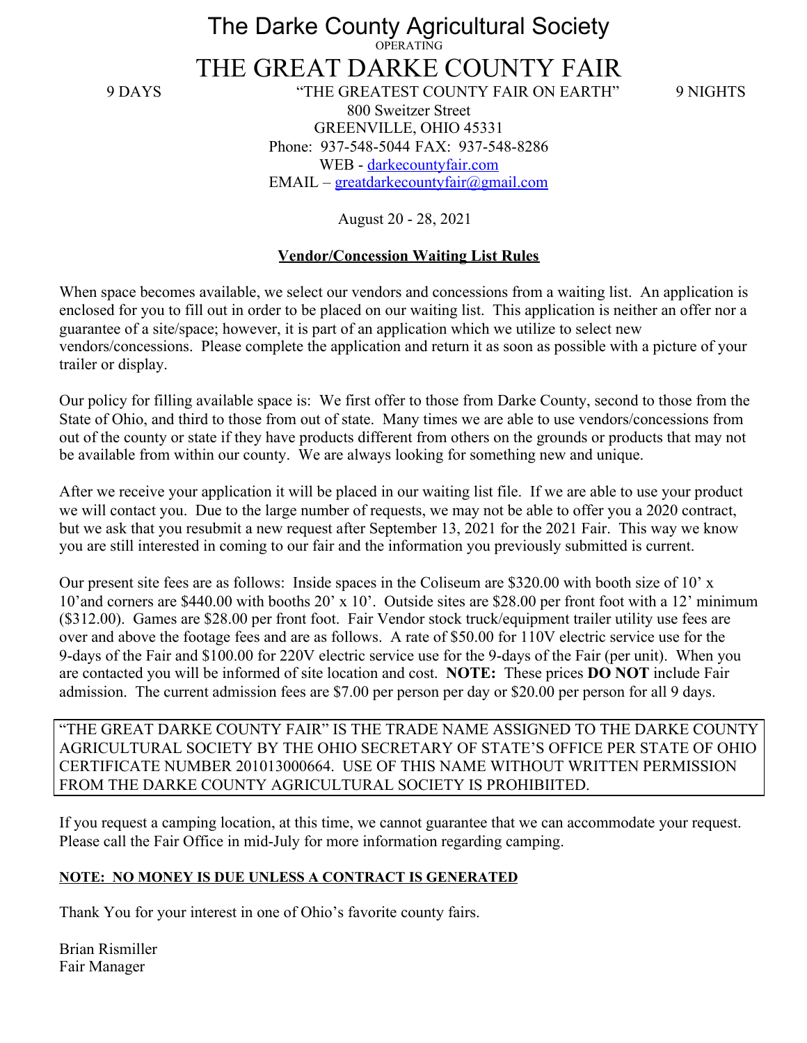# The Darke County Agricultural Society

OPERATING

# THE GREAT DARKE COUNTY FAIR

9 DAYS "THE GREATEST COUNTY FAIR ON EARTH" 9 NIGHTS

800 Sweitzer Street
GREENVILLE, OHIO 45331
Phone: 937-548-5044 FAX: 937-548-8286
WEB - darkecountyfair.com
EMAIL – greatdarkecountyfair@gmail.com

August 20 - 28, 2021

## Vendor/Concession Waiting List Rules

When space becomes available, we select our vendors and concessions from a waiting list. An application is enclosed for you to fill out in order to be placed on our waiting list. This application is neither an offer nor a guarantee of a site/space; however, it is part of an application which we utilize to select new vendors/concessions. Please complete the application and return it as soon as possible with a picture of your trailer or display.

Our policy for filling available space is: We first offer to those from Darke County, second to those from the State of Ohio, and third to those from out of state. Many times we are able to use vendors/concessions from out of the county or state if they have products different from others on the grounds or products that may not be available from within our county. We are always looking for something new and unique.

After we receive your application it will be placed in our waiting list file. If we are able to use your product we will contact you. Due to the large number of requests, we may not be able to offer you a 2020 contract, but we ask that you resubmit a new request after September 13, 2021 for the 2021 Fair. This way we know you are still interested in coming to our fair and the information you previously submitted is current.

Our present site fees are as follows: Inside spaces in the Coliseum are $320.00 with booth size of 10' x 10'and corners are $440.00 with booths 20' x 10'. Outside sites are $28.00 per front foot with a 12' minimum ($312.00). Games are $28.00 per front foot. Fair Vendor stock truck/equipment trailer utility use fees are over and above the footage fees and are as follows. A rate of $50.00 for 110V electric service use for the 9-days of the Fair and $100.00 for 220V electric service use for the 9-days of the Fair (per unit). When you are contacted you will be informed of site location and cost. **NOTE:** These prices **DO NOT** include Fair admission. The current admission fees are $7.00 per person per day or $20.00 per person for all 9 days.

"THE GREAT DARKE COUNTY FAIR" IS THE TRADE NAME ASSIGNED TO THE DARKE COUNTY AGRICULTURAL SOCIETY BY THE OHIO SECRETARY OF STATE'S OFFICE PER STATE OF OHIO CERTIFICATE NUMBER 201013000664. USE OF THIS NAME WITHOUT WRITTEN PERMISSION FROM THE DARKE COUNTY AGRICULTURAL SOCIETY IS PROHIBIITED.

If you request a camping location, at this time, we cannot guarantee that we can accommodate your request. Please call the Fair Office in mid-July for more information regarding camping.

**NOTE: NO MONEY IS DUE UNLESS A CONTRACT IS GENERATED**

Thank You for your interest in one of Ohio's favorite county fairs.

Brian Rismiller
Fair Manager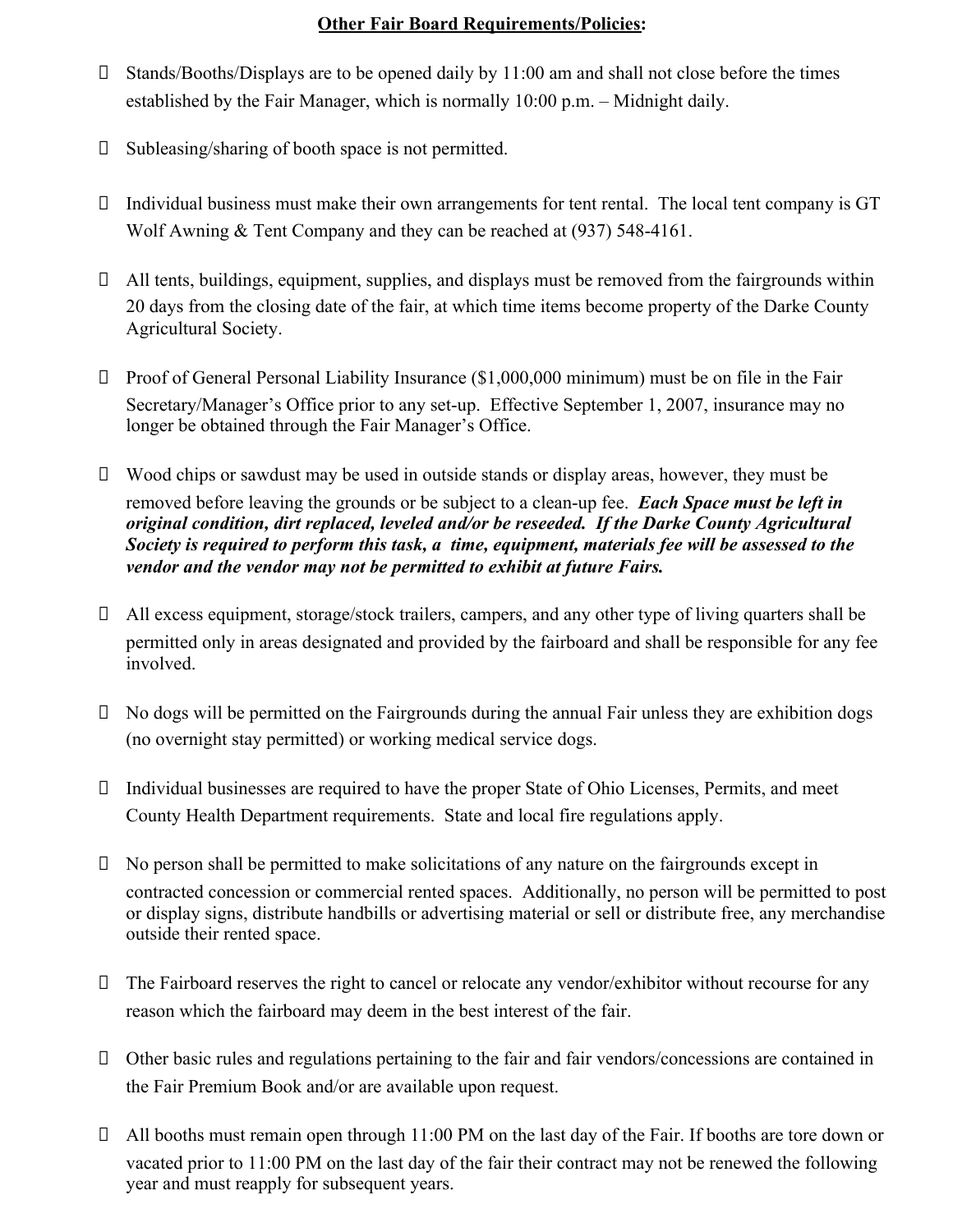**<u>Other Fair Board Requirements/Policies</u>:**

- Stands/Booths/Displays are to be opened daily by 11:00 am and shall not close before the times established by the Fair Manager, which is normally 10:00 p.m. – Midnight daily.

- Subleasing/sharing of booth space is not permitted.

- Individual business must make their own arrangements for tent rental. The local tent company is GT Wolf Awning & Tent Company and they can be reached at (937) 548-4161.

- All tents, buildings, equipment, supplies, and displays must be removed from the fairgrounds within 20 days from the closing date of the fair, at which time items become property of the Darke County Agricultural Society.

- Proof of General Personal Liability Insurance ($1,000,000 minimum) must be on file in the Fair Secretary/Manager's Office prior to any set-up. Effective September 1, 2007, insurance may no longer be obtained through the Fair Manager's Office.

- Wood chips or sawdust may be used in outside stands or display areas, however, they must be removed before leaving the grounds or be subject to a clean-up fee. ***Each Space must be left in original condition, dirt replaced, leveled and/or be reseeded. If the Darke County Agricultural Society is required to perform this task, a time, equipment, materials fee will be assessed to the vendor and the vendor may not be permitted to exhibit at future Fairs.***

- All excess equipment, storage/stock trailers, campers, and any other type of living quarters shall be permitted only in areas designated and provided by the fairboard and shall be responsible for any fee involved.

- No dogs will be permitted on the Fairgrounds during the annual Fair unless they are exhibition dogs (no overnight stay permitted) or working medical service dogs.

- Individual businesses are required to have the proper State of Ohio Licenses, Permits, and meet County Health Department requirements. State and local fire regulations apply.

- No person shall be permitted to make solicitations of any nature on the fairgrounds except in contracted concession or commercial rented spaces. Additionally, no person will be permitted to post or display signs, distribute handbills or advertising material or sell or distribute free, any merchandise outside their rented space.

- The Fairboard reserves the right to cancel or relocate any vendor/exhibitor without recourse for any reason which the fairboard may deem in the best interest of the fair.

- Other basic rules and regulations pertaining to the fair and fair vendors/concessions are contained in the Fair Premium Book and/or are available upon request.

- All booths must remain open through 11:00 PM on the last day of the Fair. If booths are tore down or vacated prior to 11:00 PM on the last day of the fair their contract may not be renewed the following year and must reapply for subsequent years.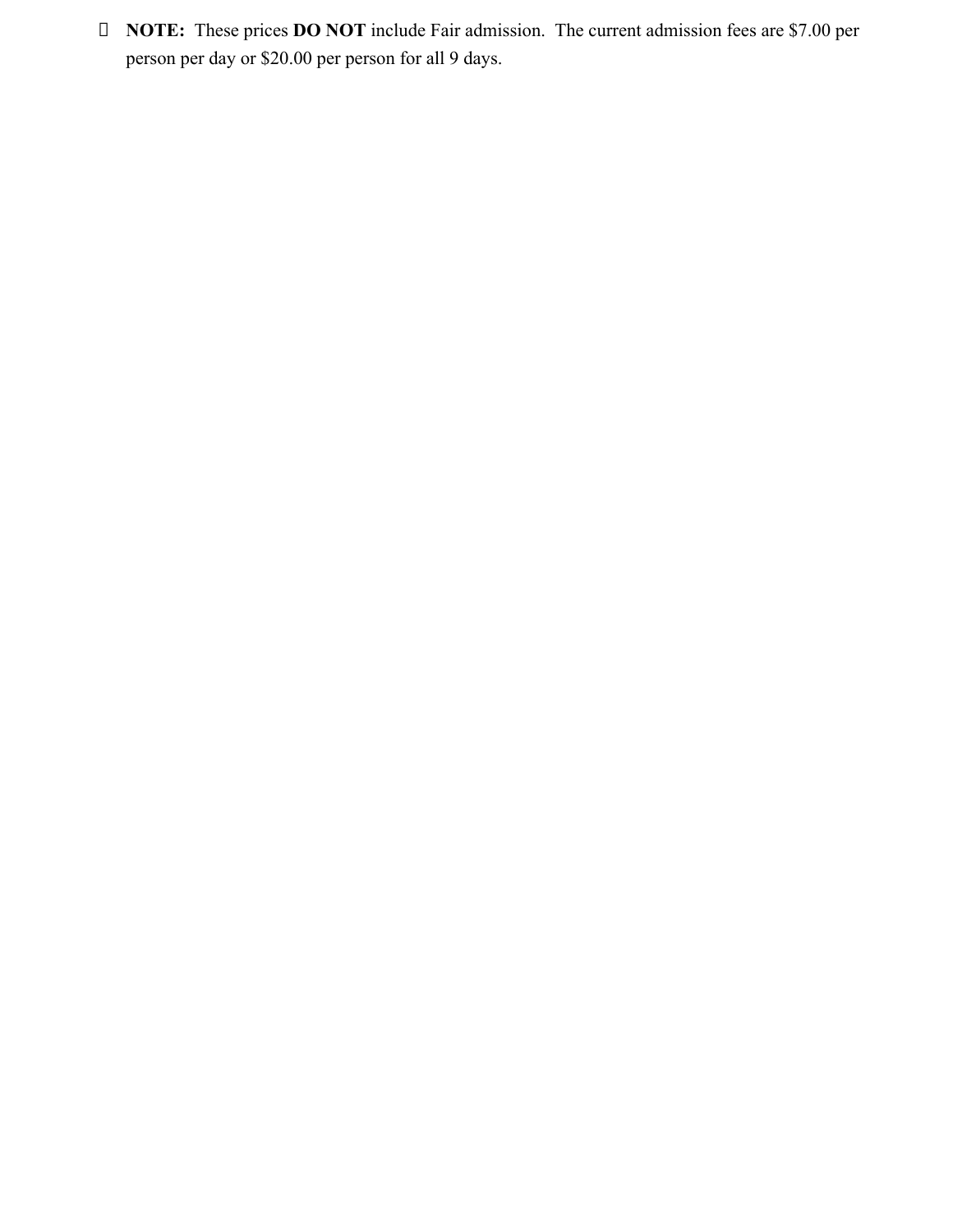- **NOTE:** These prices **DO NOT** include Fair admission. The current admission fees are $7.00 per person per day or $20.00 per person for all 9 days.